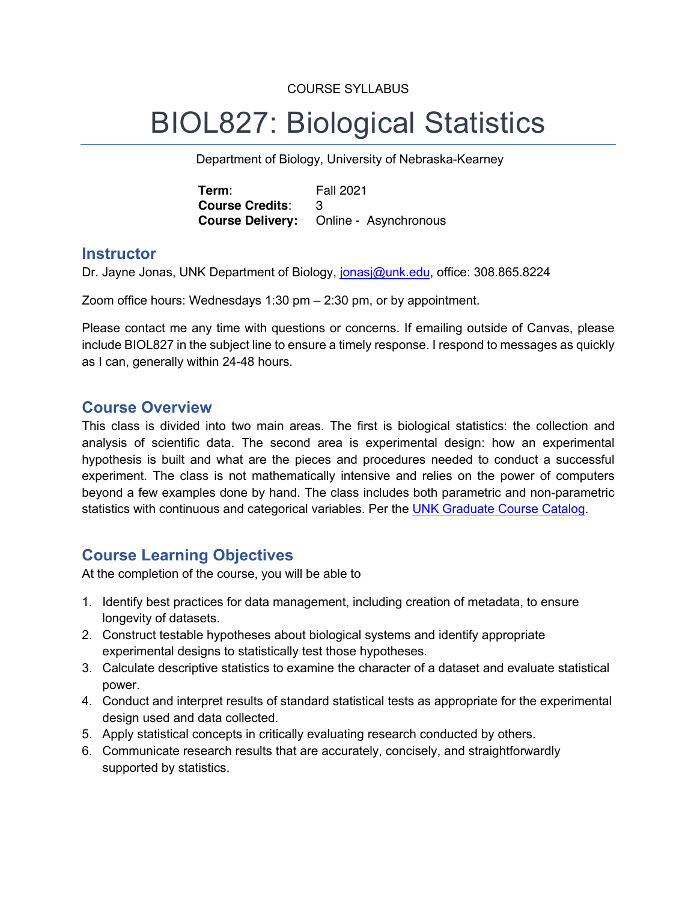COURSE SYLLABUS

# BIOL827: Biological Statistics

Department of Biology, University of Nebraska-Kearney

**Term**: Fall 2021
**Course Credits**: 3
**Course Delivery:** Online - Asynchronous

## Instructor

Dr. Jayne Jonas, UNK Department of Biology, jonasj@unk.edu, office: 308.865.8224

Zoom office hours: Wednesdays 1:30 pm – 2:30 pm, or by appointment.

Please contact me any time with questions or concerns. If emailing outside of Canvas, please include BIOL827 in the subject line to ensure a timely response. I respond to messages as quickly as I can, generally within 24-48 hours.

## Course Overview

This class is divided into two main areas. The first is biological statistics: the collection and analysis of scientific data. The second area is experimental design: how an experimental hypothesis is built and what are the pieces and procedures needed to conduct a successful experiment. The class is not mathematically intensive and relies on the power of computers beyond a few examples done by hand. The class includes both parametric and non-parametric statistics with continuous and categorical variables. Per the UNK Graduate Course Catalog.

## Course Learning Objectives

At the completion of the course, you will be able to

1. Identify best practices for data management, including creation of metadata, to ensure longevity of datasets.
2. Construct testable hypotheses about biological systems and identify appropriate experimental designs to statistically test those hypotheses.
3. Calculate descriptive statistics to examine the character of a dataset and evaluate statistical power.
4. Conduct and interpret results of standard statistical tests as appropriate for the experimental design used and data collected.
5. Apply statistical concepts in critically evaluating research conducted by others.
6. Communicate research results that are accurately, concisely, and straightforwardly supported by statistics.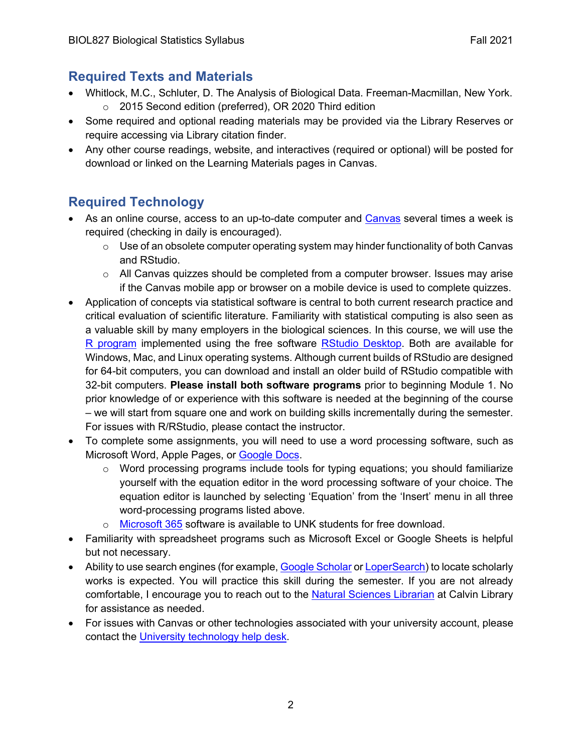## Required Texts and Materials

- Whitlock, M.C., Schluter, D. The Analysis of Biological Data. Freeman-Macmillan, New York.
  - 2015 Second edition (preferred), OR 2020 Third edition
- Some required and optional reading materials may be provided via the Library Reserves or require accessing via Library citation finder.
- Any other course readings, website, and interactives (required or optional) will be posted for download or linked on the Learning Materials pages in Canvas.

## Required Technology

- As an online course, access to an up-to-date computer and Canvas several times a week is required (checking in daily is encouraged).
  - Use of an obsolete computer operating system may hinder functionality of both Canvas and RStudio.
  - All Canvas quizzes should be completed from a computer browser. Issues may arise if the Canvas mobile app or browser on a mobile device is used to complete quizzes.
- Application of concepts via statistical software is central to both current research practice and critical evaluation of scientific literature. Familiarity with statistical computing is also seen as a valuable skill by many employers in the biological sciences. In this course, we will use the R program implemented using the free software RStudio Desktop. Both are available for Windows, Mac, and Linux operating systems. Although current builds of RStudio are designed for 64-bit computers, you can download and install an older build of RStudio compatible with 32-bit computers. **Please install both software programs** prior to beginning Module 1. No prior knowledge of or experience with this software is needed at the beginning of the course – we will start from square one and work on building skills incrementally during the semester. For issues with R/RStudio, please contact the instructor.
- To complete some assignments, you will need to use a word processing software, such as Microsoft Word, Apple Pages, or Google Docs.
  - Word processing programs include tools for typing equations; you should familiarize yourself with the equation editor in the word processing software of your choice. The equation editor is launched by selecting 'Equation' from the 'Insert' menu in all three word-processing programs listed above.
  - Microsoft 365 software is available to UNK students for free download.
- Familiarity with spreadsheet programs such as Microsoft Excel or Google Sheets is helpful but not necessary.
- Ability to use search engines (for example, Google Scholar or LoperSearch) to locate scholarly works is expected. You will practice this skill during the semester. If you are not already comfortable, I encourage you to reach out to the Natural Sciences Librarian at Calvin Library for assistance as needed.
- For issues with Canvas or other technologies associated with your university account, please contact the University technology help desk.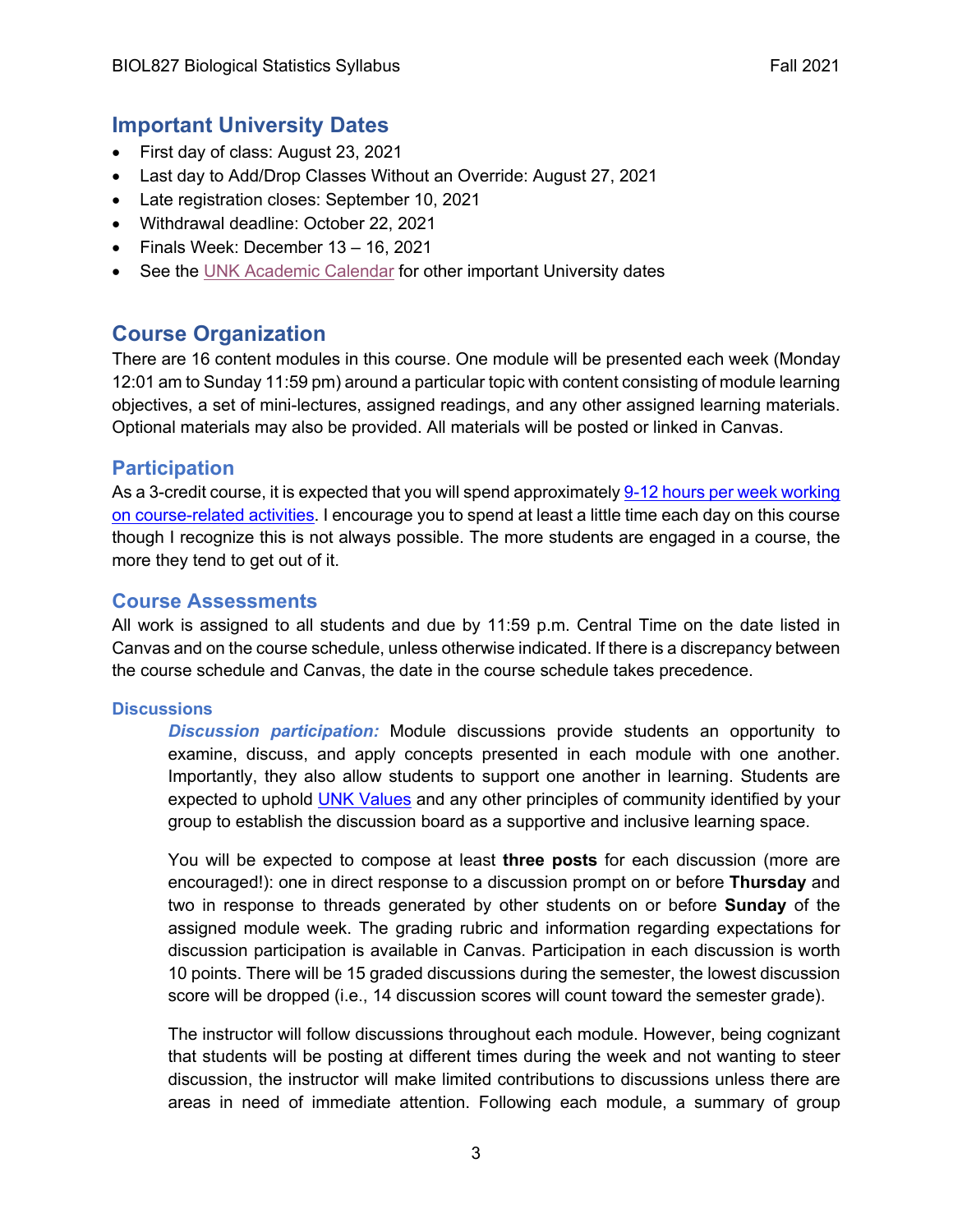## Important University Dates

- First day of class: August 23, 2021
- Last day to Add/Drop Classes Without an Override: August 27, 2021
- Late registration closes: September 10, 2021
- Withdrawal deadline: October 22, 2021
- Finals Week: December 13 – 16, 2021
- See the UNK Academic Calendar for other important University dates

## Course Organization

There are 16 content modules in this course. One module will be presented each week (Monday 12:01 am to Sunday 11:59 pm) around a particular topic with content consisting of module learning objectives, a set of mini-lectures, assigned readings, and any other assigned learning materials. Optional materials may also be provided. All materials will be posted or linked in Canvas.

### Participation

As a 3-credit course, it is expected that you will spend approximately 9-12 hours per week working on course-related activities. I encourage you to spend at least a little time each day on this course though I recognize this is not always possible. The more students are engaged in a course, the more they tend to get out of it.

### Course Assessments

All work is assigned to all students and due by 11:59 p.m. Central Time on the date listed in Canvas and on the course schedule, unless otherwise indicated. If there is a discrepancy between the course schedule and Canvas, the date in the course schedule takes precedence.

#### Discussions

***Discussion participation:*** Module discussions provide students an opportunity to examine, discuss, and apply concepts presented in each module with one another. Importantly, they also allow students to support one another in learning. Students are expected to uphold UNK Values and any other principles of community identified by your group to establish the discussion board as a supportive and inclusive learning space.

You will be expected to compose at least **three posts** for each discussion (more are encouraged!): one in direct response to a discussion prompt on or before **Thursday** and two in response to threads generated by other students on or before **Sunday** of the assigned module week. The grading rubric and information regarding expectations for discussion participation is available in Canvas. Participation in each discussion is worth 10 points. There will be 15 graded discussions during the semester, the lowest discussion score will be dropped (i.e., 14 discussion scores will count toward the semester grade).

The instructor will follow discussions throughout each module. However, being cognizant that students will be posting at different times during the week and not wanting to steer discussion, the instructor will make limited contributions to discussions unless there are areas in need of immediate attention. Following each module, a summary of group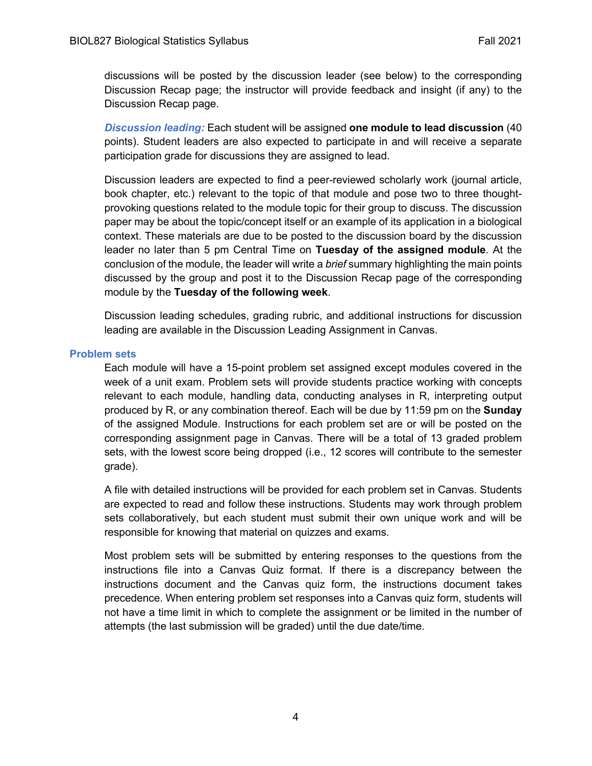discussions will be posted by the discussion leader (see below) to the corresponding Discussion Recap page; the instructor will provide feedback and insight (if any) to the Discussion Recap page.

***Discussion leading:*** Each student will be assigned **one module to lead discussion** (40 points). Student leaders are also expected to participate in and will receive a separate participation grade for discussions they are assigned to lead.

Discussion leaders are expected to find a peer-reviewed scholarly work (journal article, book chapter, etc.) relevant to the topic of that module and pose two to three thought-provoking questions related to the module topic for their group to discuss. The discussion paper may be about the topic/concept itself or an example of its application in a biological context. These materials are due to be posted to the discussion board by the discussion leader no later than 5 pm Central Time on **Tuesday of the assigned module**. At the conclusion of the module, the leader will write a *brief* summary highlighting the main points discussed by the group and post it to the Discussion Recap page of the corresponding module by the **Tuesday of the following week**.

Discussion leading schedules, grading rubric, and additional instructions for discussion leading are available in the Discussion Leading Assignment in Canvas.

### Problem sets

Each module will have a 15-point problem set assigned except modules covered in the week of a unit exam. Problem sets will provide students practice working with concepts relevant to each module, handling data, conducting analyses in R, interpreting output produced by R, or any combination thereof. Each will be due by 11:59 pm on the **Sunday** of the assigned Module. Instructions for each problem set are or will be posted on the corresponding assignment page in Canvas. There will be a total of 13 graded problem sets, with the lowest score being dropped (i.e., 12 scores will contribute to the semester grade).

A file with detailed instructions will be provided for each problem set in Canvas. Students are expected to read and follow these instructions. Students may work through problem sets collaboratively, but each student must submit their own unique work and will be responsible for knowing that material on quizzes and exams.

Most problem sets will be submitted by entering responses to the questions from the instructions file into a Canvas Quiz format. If there is a discrepancy between the instructions document and the Canvas quiz form, the instructions document takes precedence. When entering problem set responses into a Canvas quiz form, students will not have a time limit in which to complete the assignment or be limited in the number of attempts (the last submission will be graded) until the due date/time.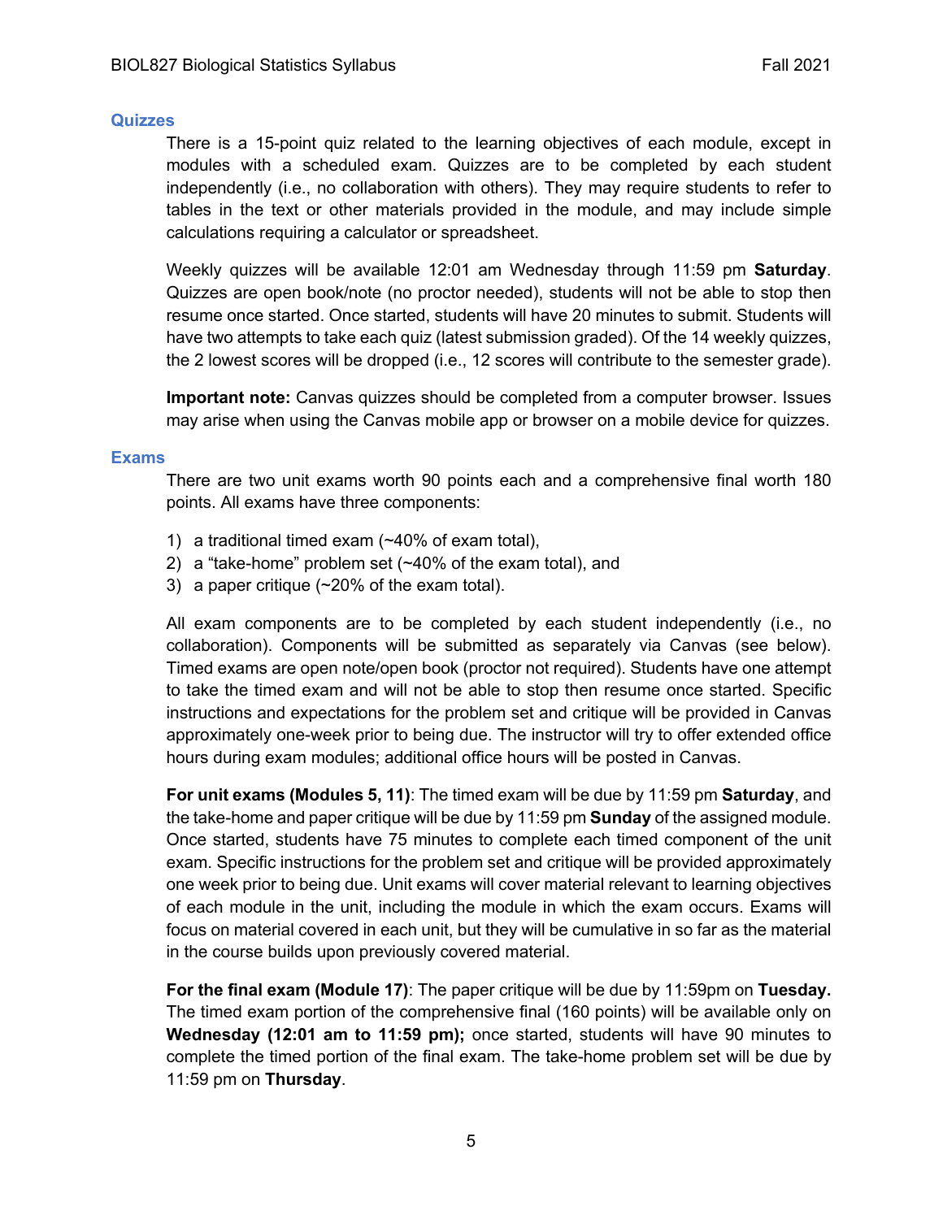### Quizzes

There is a 15-point quiz related to the learning objectives of each module, except in modules with a scheduled exam. Quizzes are to be completed by each student independently (i.e., no collaboration with others). They may require students to refer to tables in the text or other materials provided in the module, and may include simple calculations requiring a calculator or spreadsheet.

Weekly quizzes will be available 12:01 am Wednesday through 11:59 pm **Saturday**. Quizzes are open book/note (no proctor needed), students will not be able to stop then resume once started. Once started, students will have 20 minutes to submit. Students will have two attempts to take each quiz (latest submission graded). Of the 14 weekly quizzes, the 2 lowest scores will be dropped (i.e., 12 scores will contribute to the semester grade).

**Important note:** Canvas quizzes should be completed from a computer browser. Issues may arise when using the Canvas mobile app or browser on a mobile device for quizzes.

### Exams

There are two unit exams worth 90 points each and a comprehensive final worth 180 points. All exams have three components:

1) a traditional timed exam (~40% of exam total),
2) a "take-home" problem set (~40% of the exam total), and
3) a paper critique (~20% of the exam total).

All exam components are to be completed by each student independently (i.e., no collaboration). Components will be submitted as separately via Canvas (see below). Timed exams are open note/open book (proctor not required). Students have one attempt to take the timed exam and will not be able to stop then resume once started. Specific instructions and expectations for the problem set and critique will be provided in Canvas approximately one-week prior to being due. The instructor will try to offer extended office hours during exam modules; additional office hours will be posted in Canvas.

**For unit exams (Modules 5, 11)**: The timed exam will be due by 11:59 pm **Saturday**, and the take-home and paper critique will be due by 11:59 pm **Sunday** of the assigned module. Once started, students have 75 minutes to complete each timed component of the unit exam. Specific instructions for the problem set and critique will be provided approximately one week prior to being due. Unit exams will cover material relevant to learning objectives of each module in the unit, including the module in which the exam occurs. Exams will focus on material covered in each unit, but they will be cumulative in so far as the material in the course builds upon previously covered material.

**For the final exam (Module 17)**: The paper critique will be due by 11:59pm on **Tuesday.** The timed exam portion of the comprehensive final (160 points) will be available only on **Wednesday (12:01 am to 11:59 pm);** once started, students will have 90 minutes to complete the timed portion of the final exam. The take-home problem set will be due by 11:59 pm on **Thursday**.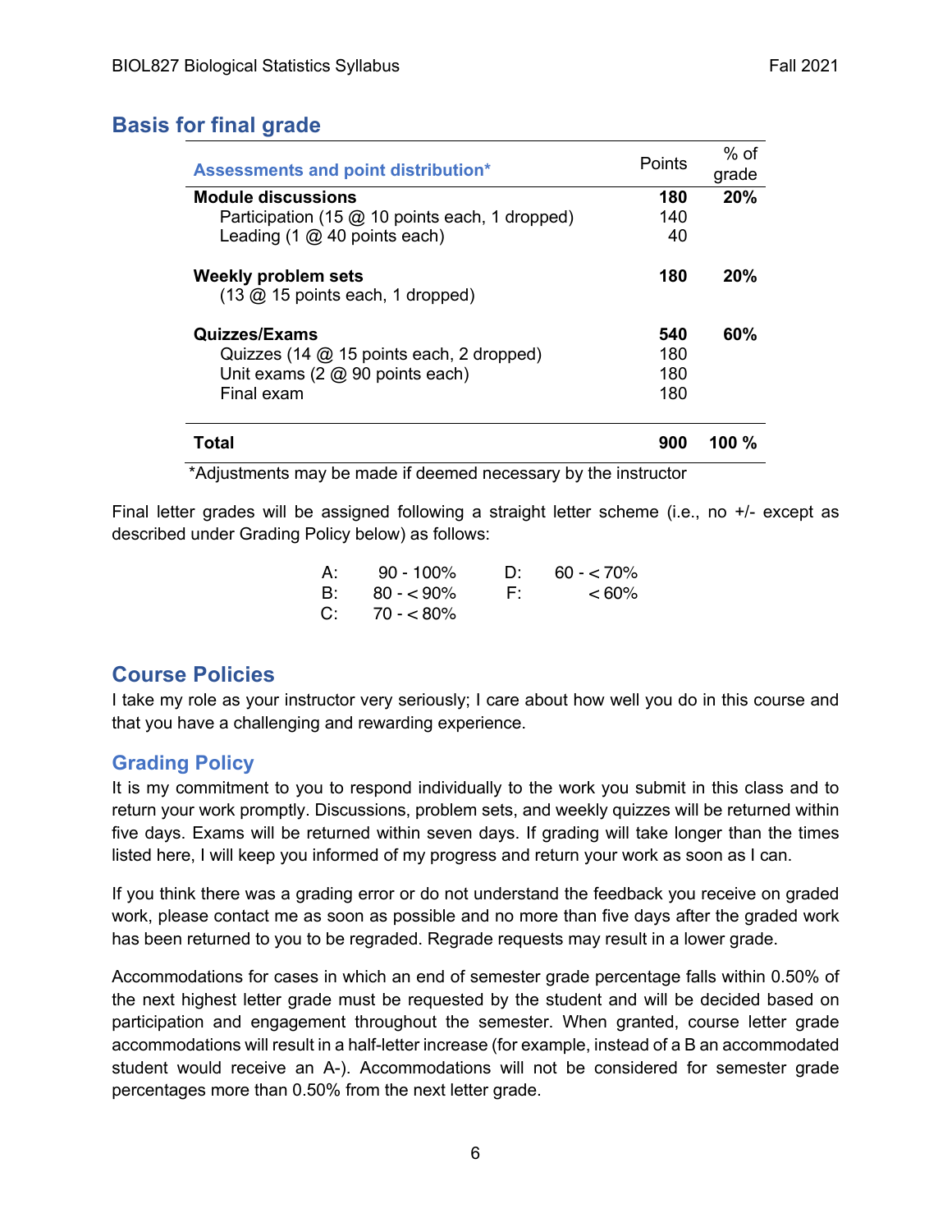## Basis for final grade

| Assessments and point distribution* | Points | % of grade |
|---|---|---|
| **Module discussions** | **180** | **20%** |
| Participation (15 @ 10 points each, 1 dropped) | 140 | |
| Leading (1 @ 40 points each) | 40 | |
| **Weekly problem sets** | **180** | **20%** |
| (13 @ 15 points each, 1 dropped) | | |
| **Quizzes/Exams** | **540** | **60%** |
| Quizzes (14 @ 15 points each, 2 dropped) | 180 | |
| Unit exams (2 @ 90 points each) | 180 | |
| Final exam | 180 | |
| **Total** | **900** | **100 %** |

*Adjustments may be made if deemed necessary by the instructor

Final letter grades will be assigned following a straight letter scheme (i.e., no +/- except as described under Grading Policy below) as follows:

| | | | |
|---|---|---|---|
| A: | 90 - 100% | D: | 60 - < 70% |
| B: | 80 - < 90% | F: | < 60% |
| C: | 70 - < 80% | | |

## Course Policies

I take my role as your instructor very seriously; I care about how well you do in this course and that you have a challenging and rewarding experience.

### Grading Policy

It is my commitment to you to respond individually to the work you submit in this class and to return your work promptly. Discussions, problem sets, and weekly quizzes will be returned within five days. Exams will be returned within seven days. If grading will take longer than the times listed here, I will keep you informed of my progress and return your work as soon as I can.

If you think there was a grading error or do not understand the feedback you receive on graded work, please contact me as soon as possible and no more than five days after the graded work has been returned to you to be regraded. Regrade requests may result in a lower grade.

Accommodations for cases in which an end of semester grade percentage falls within 0.50% of the next highest letter grade must be requested by the student and will be decided based on participation and engagement throughout the semester. When granted, course letter grade accommodations will result in a half-letter increase (for example, instead of a B an accommodated student would receive an A-). Accommodations will not be considered for semester grade percentages more than 0.50% from the next letter grade.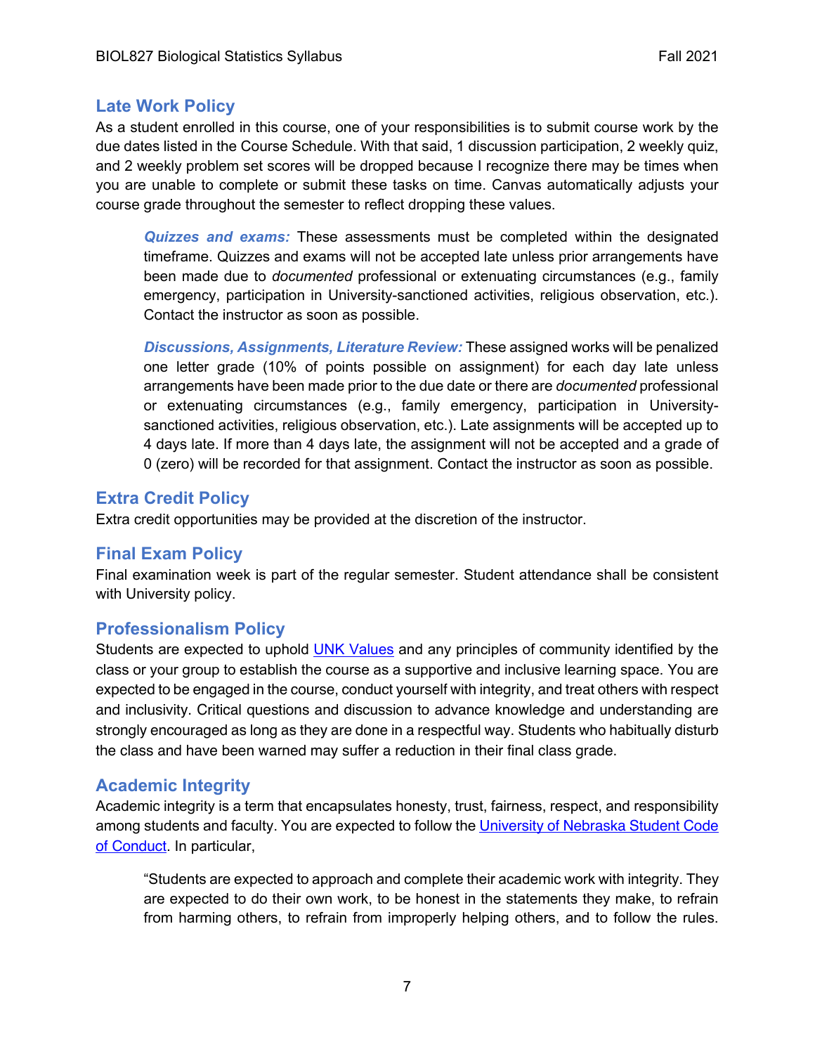## Late Work Policy

As a student enrolled in this course, one of your responsibilities is to submit course work by the due dates listed in the Course Schedule. With that said, 1 discussion participation, 2 weekly quiz, and 2 weekly problem set scores will be dropped because I recognize there may be times when you are unable to complete or submit these tasks on time. Canvas automatically adjusts your course grade throughout the semester to reflect dropping these values.

> ***Quizzes and exams:*** These assessments must be completed within the designated timeframe. Quizzes and exams will not be accepted late unless prior arrangements have been made due to *documented* professional or extenuating circumstances (e.g., family emergency, participation in University-sanctioned activities, religious observation, etc.). Contact the instructor as soon as possible.
>
> ***Discussions, Assignments, Literature Review:*** These assigned works will be penalized one letter grade (10% of points possible on assignment) for each day late unless arrangements have been made prior to the due date or there are *documented* professional or extenuating circumstances (e.g., family emergency, participation in University-sanctioned activities, religious observation, etc.). Late assignments will be accepted up to 4 days late. If more than 4 days late, the assignment will not be accepted and a grade of 0 (zero) will be recorded for that assignment. Contact the instructor as soon as possible.

## Extra Credit Policy

Extra credit opportunities may be provided at the discretion of the instructor.

## Final Exam Policy

Final examination week is part of the regular semester. Student attendance shall be consistent with University policy.

## Professionalism Policy

Students are expected to uphold [UNK Values]() and any principles of community identified by the class or your group to establish the course as a supportive and inclusive learning space. You are expected to be engaged in the course, conduct yourself with integrity, and treat others with respect and inclusivity. Critical questions and discussion to advance knowledge and understanding are strongly encouraged as long as they are done in a respectful way. Students who habitually disturb the class and have been warned may suffer a reduction in their final class grade.

## Academic Integrity

Academic integrity is a term that encapsulates honesty, trust, fairness, respect, and responsibility among students and faculty. You are expected to follow the [University of Nebraska Student Code of Conduct](). In particular,

> "Students are expected to approach and complete their academic work with integrity. They are expected to do their own work, to be honest in the statements they make, to refrain from harming others, to refrain from improperly helping others, and to follow the rules.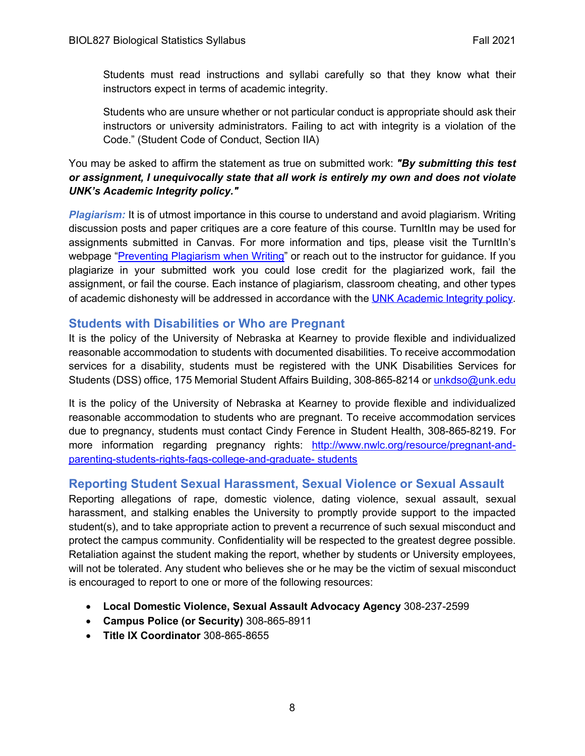> Students must read instructions and syllabi carefully so that they know what their instructors expect in terms of academic integrity.
>
> Students who are unsure whether or not particular conduct is appropriate should ask their instructors or university administrators. Failing to act with integrity is a violation of the Code." (Student Code of Conduct, Section IIA)

You may be asked to affirm the statement as true on submitted work: ***"By submitting this test or assignment, I unequivocally state that all work is entirely my own and does not violate UNK's Academic Integrity policy."***

***Plagiarism:*** It is of utmost importance in this course to understand and avoid plagiarism. Writing discussion posts and paper critiques are a core feature of this course. TurnItIn may be used for assignments submitted in Canvas. For more information and tips, please visit the TurnItIn's webpage "Preventing Plagiarism when Writing" or reach out to the instructor for guidance. If you plagiarize in your submitted work you could lose credit for the plagiarized work, fail the assignment, or fail the course. Each instance of plagiarism, classroom cheating, and other types of academic dishonesty will be addressed in accordance with the UNK Academic Integrity policy.

## Students with Disabilities or Who are Pregnant

It is the policy of the University of Nebraska at Kearney to provide flexible and individualized reasonable accommodation to students with documented disabilities. To receive accommodation services for a disability, students must be registered with the UNK Disabilities Services for Students (DSS) office, 175 Memorial Student Affairs Building, 308-865-8214 or unkdso@unk.edu

It is the policy of the University of Nebraska at Kearney to provide flexible and individualized reasonable accommodation to students who are pregnant. To receive accommodation services due to pregnancy, students must contact Cindy Ference in Student Health, 308-865-8219. For more information regarding pregnancy rights: http://www.nwlc.org/resource/pregnant-and-parenting-students-rights-faqs-college-and-graduate- students

## Reporting Student Sexual Harassment, Sexual Violence or Sexual Assault

Reporting allegations of rape, domestic violence, dating violence, sexual assault, sexual harassment, and stalking enables the University to promptly provide support to the impacted student(s), and to take appropriate action to prevent a recurrence of such sexual misconduct and protect the campus community. Confidentiality will be respected to the greatest degree possible. Retaliation against the student making the report, whether by students or University employees, will not be tolerated. Any student who believes she or he may be the victim of sexual misconduct is encouraged to report to one or more of the following resources:

- **Local Domestic Violence, Sexual Assault Advocacy Agency** 308-237-2599
- **Campus Police (or Security)** 308-865-8911
- **Title IX Coordinator** 308-865-8655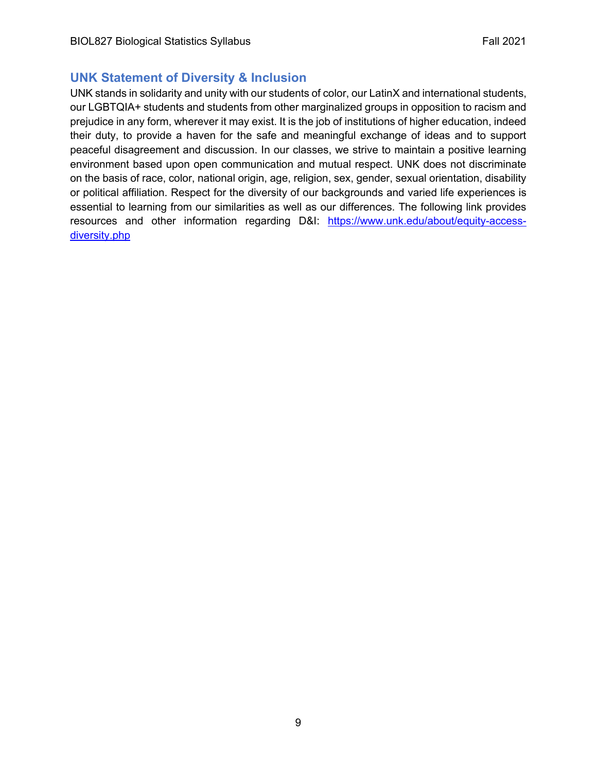## UNK Statement of Diversity & Inclusion

UNK stands in solidarity and unity with our students of color, our LatinX and international students, our LGBTQIA+ students and students from other marginalized groups in opposition to racism and prejudice in any form, wherever it may exist. It is the job of institutions of higher education, indeed their duty, to provide a haven for the safe and meaningful exchange of ideas and to support peaceful disagreement and discussion. In our classes, we strive to maintain a positive learning environment based upon open communication and mutual respect. UNK does not discriminate on the basis of race, color, national origin, age, religion, sex, gender, sexual orientation, disability or political affiliation. Respect for the diversity of our backgrounds and varied life experiences is essential to learning from our similarities as well as our differences. The following link provides resources and other information regarding D&I: [https://www.unk.edu/about/equity-access-diversity.php](https://www.unk.edu/about/equity-access-diversity.php)